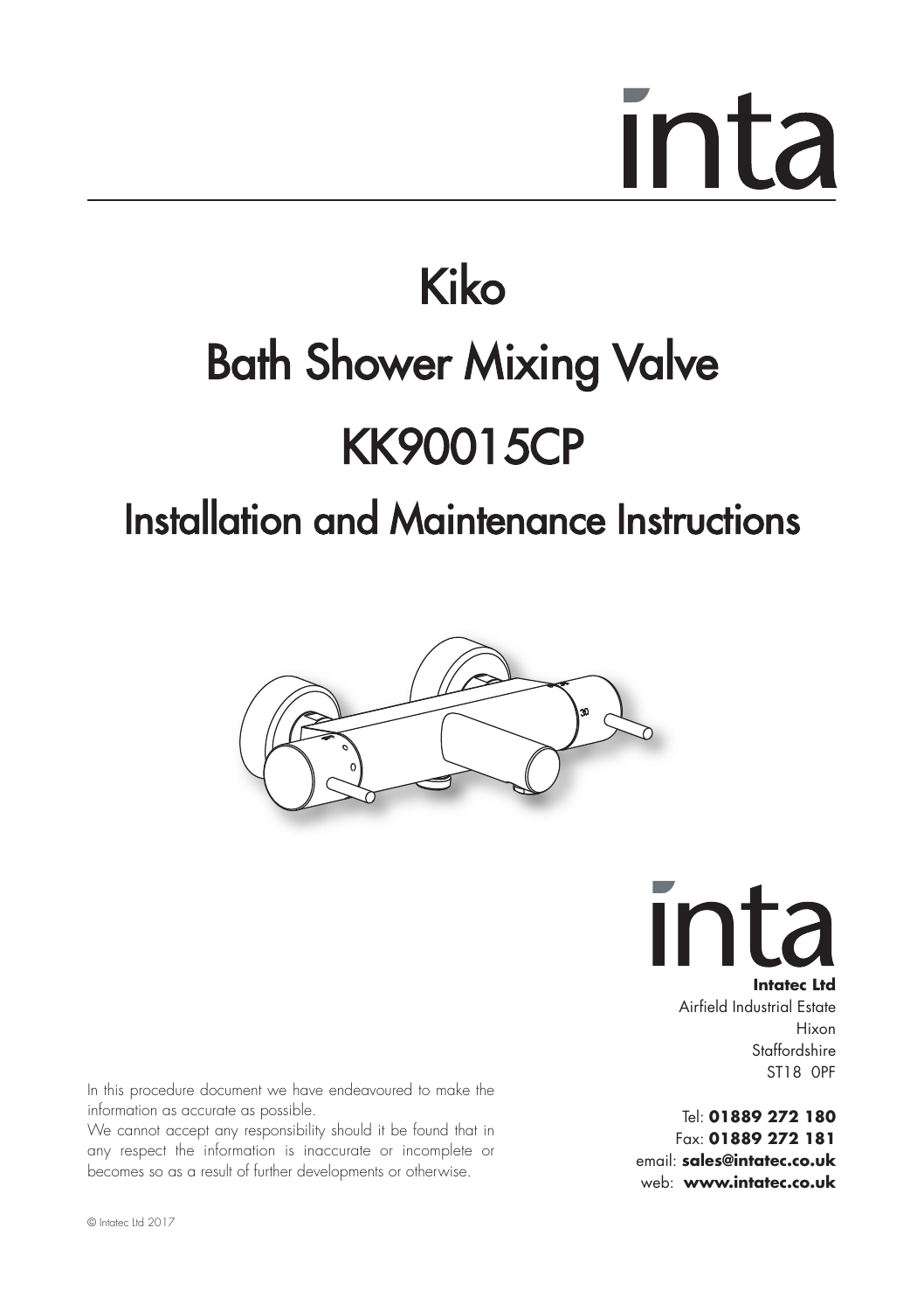inta

# Kiko

# Bath Shower Mixing Valve

# KK90015CP

## Installation and Maintenance Instructions

inta

**Intatec Ltd**
Airfield Industrial Estate
Hixon
Staffordshire
ST18 0PF

Tel: **01889 272 180**
Fax: **01889 272 181**
email: **sales@intatec.co.uk**
web: **www.intatec.co.uk**

In this procedure document we have endeavoured to make the information as accurate as possible.
We cannot accept any responsibility should it be found that in any respect the information is inaccurate or incomplete or becomes so as a result of further developments or otherwise.

© Intatec Ltd 2017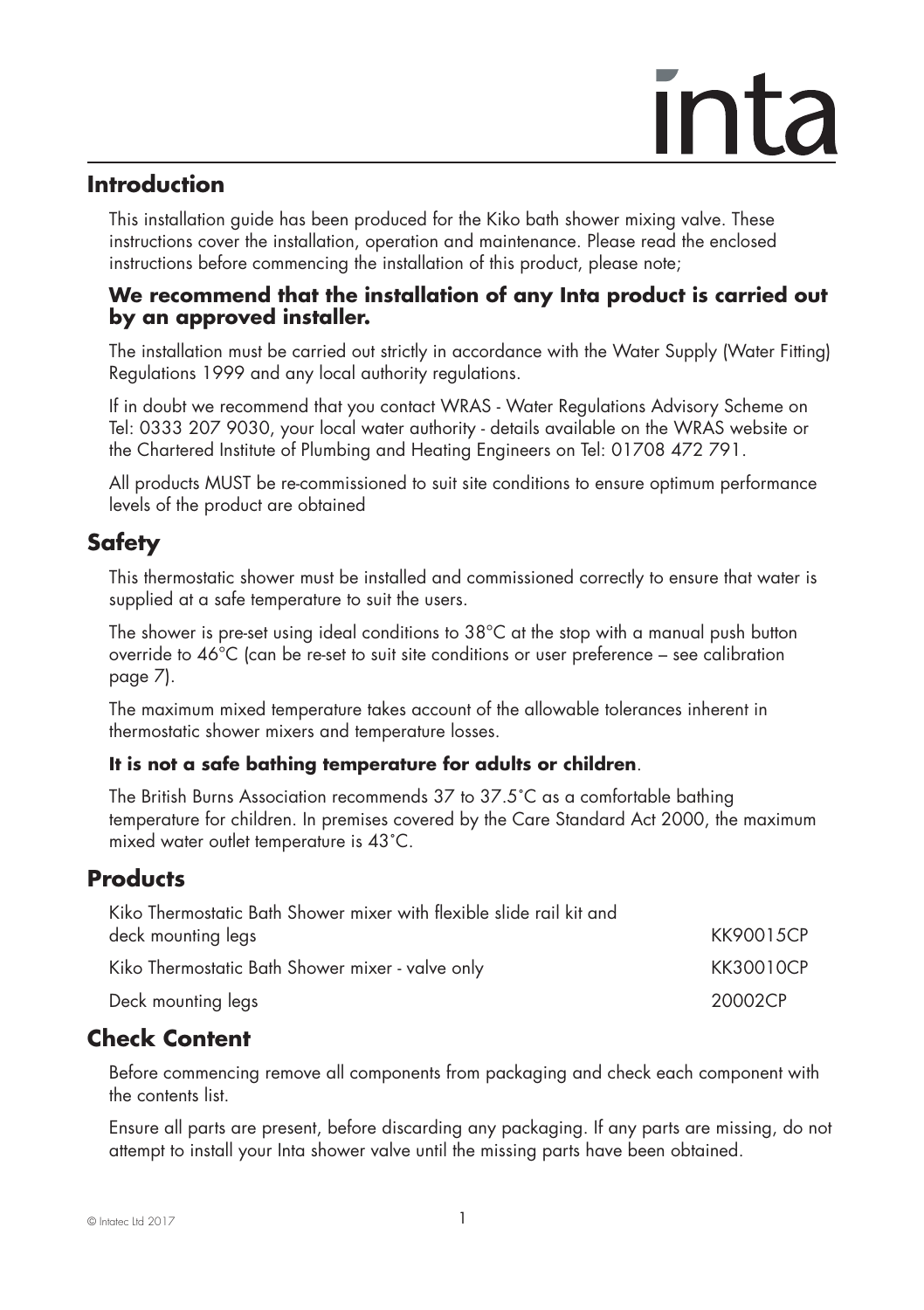## Introduction

This installation guide has been produced for the Kiko bath shower mixing valve. These instructions cover the installation, operation and maintenance. Please read the enclosed instructions before commencing the installation of this product, please note;

**We recommend that the installation of any Inta product is carried out by an approved installer.**

The installation must be carried out strictly in accordance with the Water Supply (Water Fitting) Regulations 1999 and any local authority regulations.

If in doubt we recommend that you contact WRAS - Water Regulations Advisory Scheme on Tel: 0333 207 9030, your local water authority - details available on the WRAS website or the Chartered Institute of Plumbing and Heating Engineers on Tel: 01708 472 791.

All products MUST be re-commissioned to suit site conditions to ensure optimum performance levels of the product are obtained

## Safety

This thermostatic shower must be installed and commissioned correctly to ensure that water is supplied at a safe temperature to suit the users.

The shower is pre-set using ideal conditions to 38°C at the stop with a manual push button override to 46°C (can be re-set to suit site conditions or user preference – see calibration page 7).

The maximum mixed temperature takes account of the allowable tolerances inherent in thermostatic shower mixers and temperature losses.

**It is not a safe bathing temperature for adults or children**.

The British Burns Association recommends 37 to 37.5˚C as a comfortable bathing temperature for children. In premises covered by the Care Standard Act 2000, the maximum mixed water outlet temperature is 43˚C.

## Products

| Product | Code |
|---|---|
| Kiko Thermostatic Bath Shower mixer with flexible slide rail kit and deck mounting legs | KK90015CP |
| Kiko Thermostatic Bath Shower mixer - valve only | KK30010CP |
| Deck mounting legs | 20002CP |

## Check Content

Before commencing remove all components from packaging and check each component with the contents list.

Ensure all parts are present, before discarding any packaging. If any parts are missing, do not attempt to install your Inta shower valve until the missing parts have been obtained.

© Intatec Ltd 2017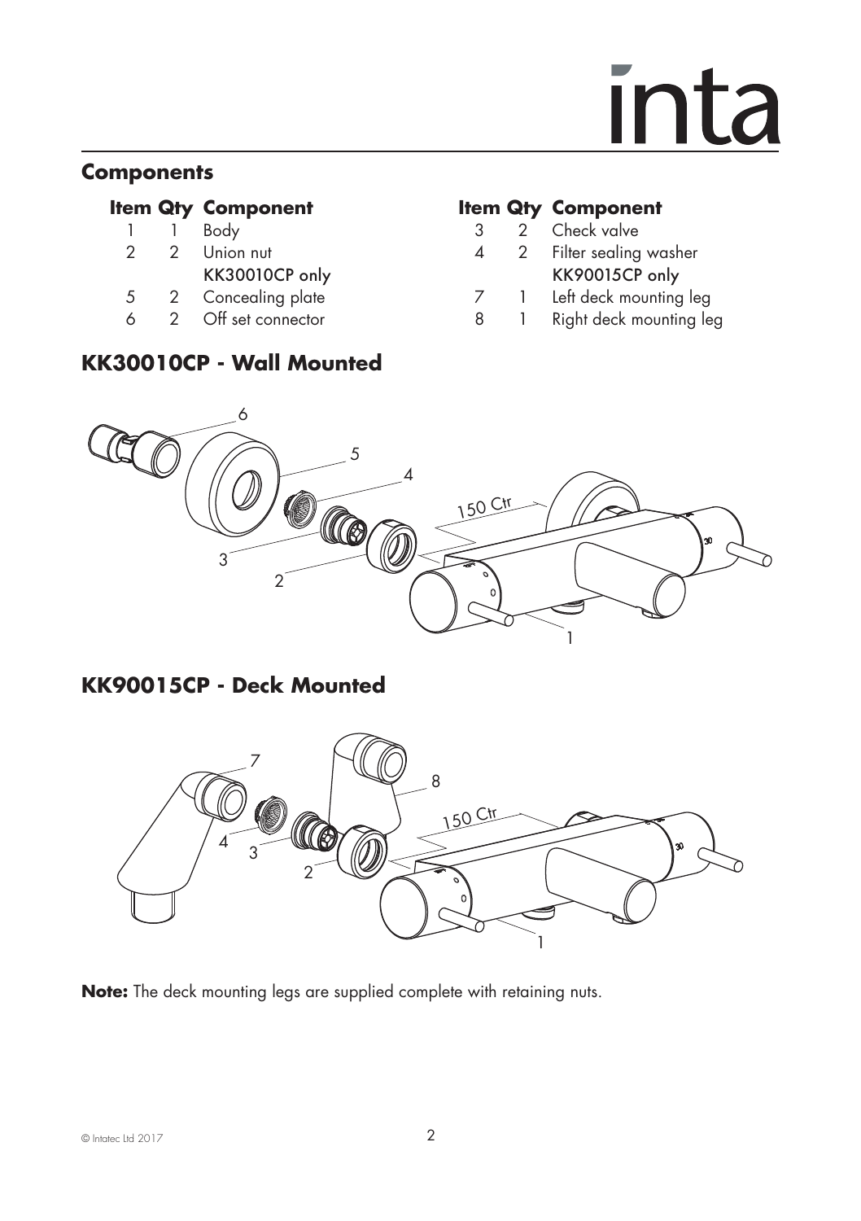## Components

| Item | Qty | Component |
|---|---|---|
| 1 | 1 | Body |
| 2 | 2 | Union nut |
| | | **KK30010CP only** |
| 5 | 2 | Concealing plate |
| 6 | 2 | Off set connector |

| Item | Qty | Component |
|---|---|---|
| 3 | 2 | Check valve |
| 4 | 2 | Filter sealing washer |
| | | **KK90015CP only** |
| 7 | 1 | Left deck mounting leg |
| 8 | 1 | Right deck mounting leg |

## KK30010CP - Wall Mounted

## KK90015CP - Deck Mounted

**Note:** The deck mounting legs are supplied complete with retaining nuts.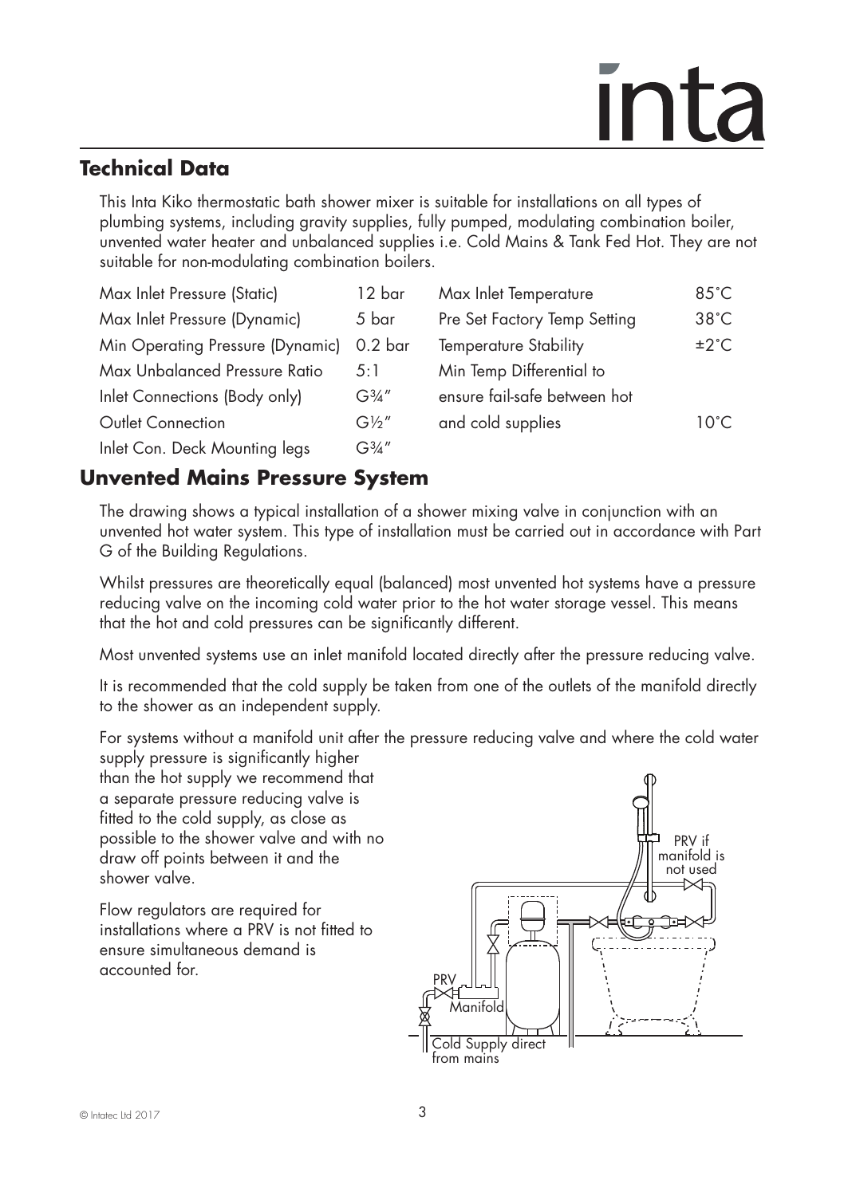## Technical Data

This Inta Kiko thermostatic bath shower mixer is suitable for installations on all types of plumbing systems, including gravity supplies, fully pumped, modulating combination boiler, unvented water heater and unbalanced supplies i.e. Cold Mains & Tank Fed Hot. They are not suitable for non-modulating combination boilers.

| | | | |
|---|---|---|---|
| Max Inlet Pressure (Static) | 12 bar | Max Inlet Temperature | 85°C |
| Max Inlet Pressure (Dynamic) | 5 bar | Pre Set Factory Temp Setting | 38°C |
| Min Operating Pressure (Dynamic) | 0.2 bar | Temperature Stability | ±2°C |
| Max Unbalanced Pressure Ratio | 5:1 | Min Temp Differential to ensure fail-safe between hot and cold supplies | 10°C |
| Inlet Connections (Body only) | G¾" | | |
| Outlet Connection | G½" | | |
| Inlet Con. Deck Mounting legs | G¾" | | |

## Unvented Mains Pressure System

The drawing shows a typical installation of a shower mixing valve in conjunction with an unvented hot water system. This type of installation must be carried out in accordance with Part G of the Building Regulations.

Whilst pressures are theoretically equal (balanced) most unvented hot systems have a pressure reducing valve on the incoming cold water prior to the hot water storage vessel. This means that the hot and cold pressures can be significantly different.

Most unvented systems use an inlet manifold located directly after the pressure reducing valve.

It is recommended that the cold supply be taken from one of the outlets of the manifold directly to the shower as an independent supply.

For systems without a manifold unit after the pressure reducing valve and where the cold water supply pressure is significantly higher than the hot supply we recommend that a separate pressure reducing valve is fitted to the cold supply, as close as possible to the shower valve and with no draw off points between it and the shower valve.

Flow regulators are required for installations where a PRV is not fitted to ensure simultaneous demand is accounted for.

PRV if manifold is not used

PRV

Manifold

Cold Supply direct from mains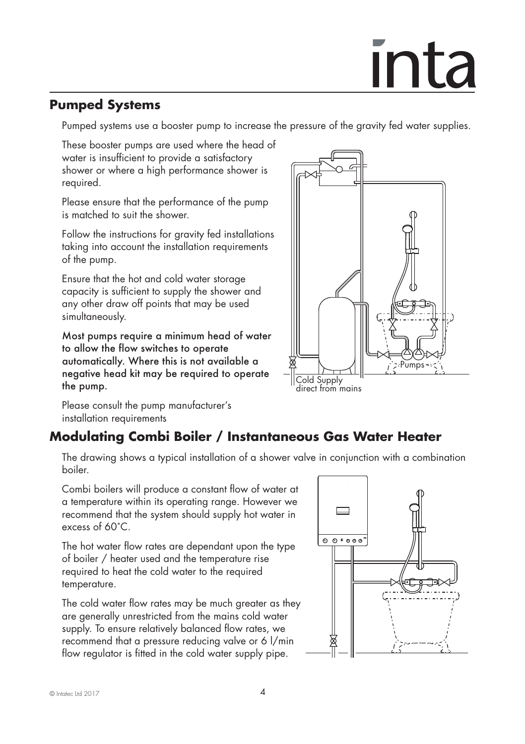## Pumped Systems

Pumped systems use a booster pump to increase the pressure of the gravity fed water supplies.

These booster pumps are used where the head of water is insufficient to provide a satisfactory shower or where a high performance shower is required.

Please ensure that the performance of the pump is matched to suit the shower.

Follow the instructions for gravity fed installations taking into account the installation requirements of the pump.

Ensure that the hot and cold water storage capacity is sufficient to supply the shower and any other draw off points that may be used simultaneously.

**Most pumps require a minimum head of water to allow the flow switches to operate automatically. Where this is not available a negative head kit may be required to operate the pump.**

Please consult the pump manufacturer's installation requirements

Pumps

Cold Supply direct from mains

## Modulating Combi Boiler / Instantaneous Gas Water Heater

The drawing shows a typical installation of a shower valve in conjunction with a combination boiler.

Combi boilers will produce a constant flow of water at a temperature within its operating range. However we recommend that the system should supply hot water in excess of 60°C.

The hot water flow rates are dependant upon the type of boiler / heater used and the temperature rise required to heat the cold water to the required temperature.

The cold water flow rates may be much greater as they are generally unrestricted from the mains cold water supply. To ensure relatively balanced flow rates, we recommend that a pressure reducing valve or 6 l/min flow regulator is fitted in the cold water supply pipe.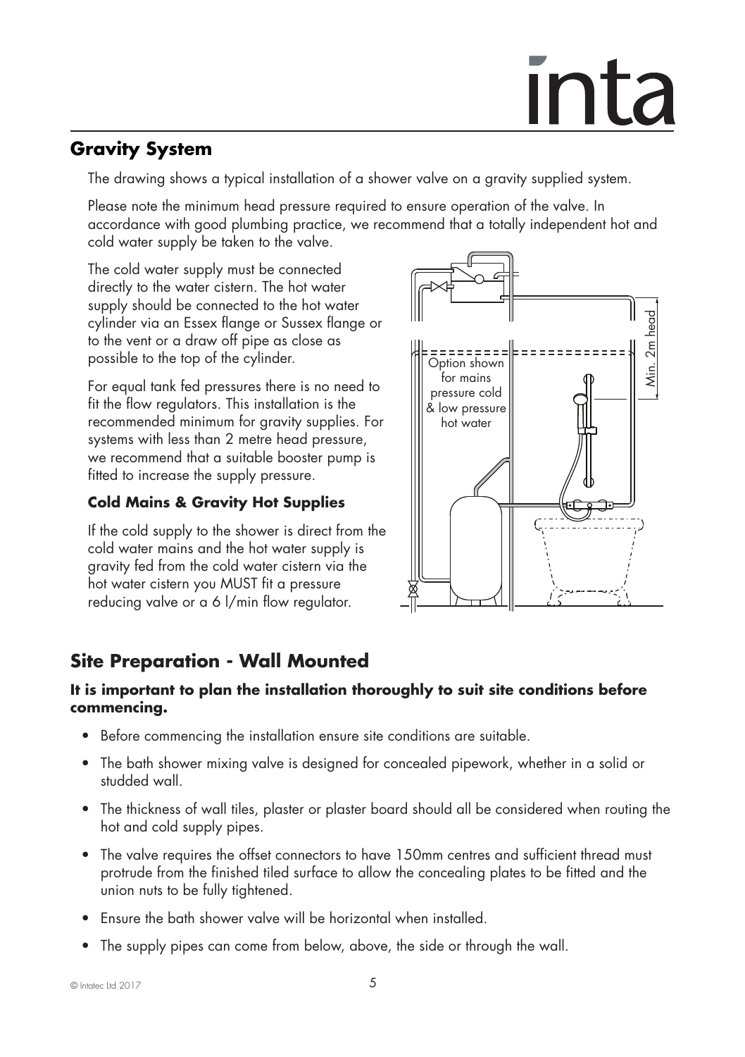## Gravity System

The drawing shows a typical installation of a shower valve on a gravity supplied system.

Please note the minimum head pressure required to ensure operation of the valve. In accordance with good plumbing practice, we recommend that a totally independent hot and cold water supply be taken to the valve.

The cold water supply must be connected directly to the water cistern. The hot water supply should be connected to the hot water cylinder via an Essex flange or Sussex flange or to the vent or a draw off pipe as close as possible to the top of the cylinder.

For equal tank fed pressures there is no need to fit the flow regulators. This installation is the recommended minimum for gravity supplies. For systems with less than 2 metre head pressure, we recommend that a suitable booster pump is fitted to increase the supply pressure.

Option shown for mains pressure cold & low pressure hot water

Min. 2m head

### Cold Mains & Gravity Hot Supplies

If the cold supply to the shower is direct from the cold water mains and the hot water supply is gravity fed from the cold water cistern via the hot water cistern you MUST fit a pressure reducing valve or a 6 l/min flow regulator.

## Site Preparation - Wall Mounted

**It is important to plan the installation thoroughly to suit site conditions before commencing.**

- Before commencing the installation ensure site conditions are suitable.
- The bath shower mixing valve is designed for concealed pipework, whether in a solid or studded wall.
- The thickness of wall tiles, plaster or plaster board should all be considered when routing the hot and cold supply pipes.
- The valve requires the offset connectors to have 150mm centres and sufficient thread must protrude from the finished tiled surface to allow the concealing plates to be fitted and the union nuts to be fully tightened.
- Ensure the bath shower valve will be horizontal when installed.
- The supply pipes can come from below, above, the side or through the wall.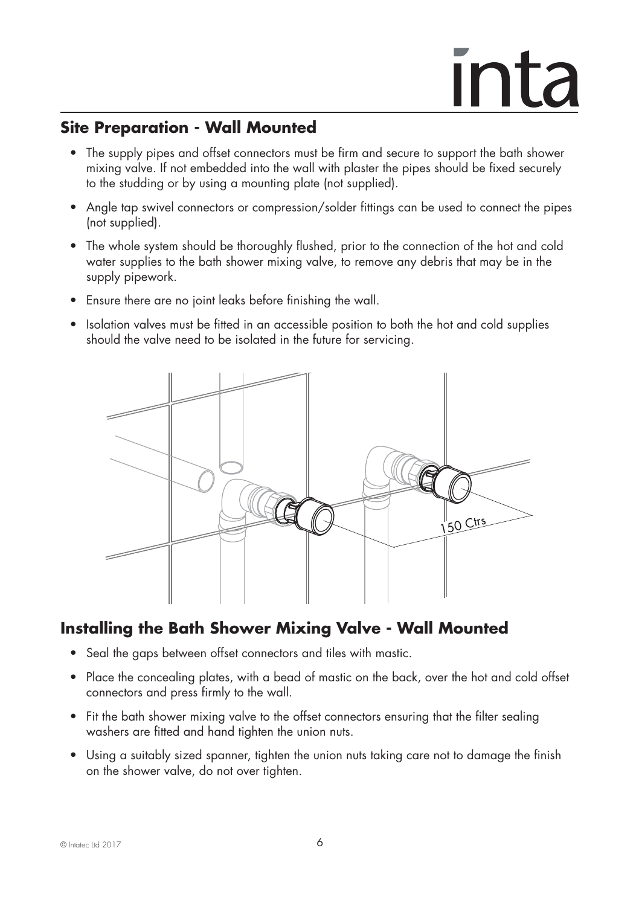## Site Preparation - Wall Mounted

- The supply pipes and offset connectors must be firm and secure to support the bath shower mixing valve. If not embedded into the wall with plaster the pipes should be fixed securely to the studding or by using a mounting plate (not supplied).
- Angle tap swivel connectors or compression/solder fittings can be used to connect the pipes (not supplied).
- The whole system should be thoroughly flushed, prior to the connection of the hot and cold water supplies to the bath shower mixing valve, to remove any debris that may be in the supply pipework.
- Ensure there are no joint leaks before finishing the wall.
- Isolation valves must be fitted in an accessible position to both the hot and cold supplies should the valve need to be isolated in the future for servicing.

150 Ctrs

## Installing the Bath Shower Mixing Valve - Wall Mounted

- Seal the gaps between offset connectors and tiles with mastic.
- Place the concealing plates, with a bead of mastic on the back, over the hot and cold offset connectors and press firmly to the wall.
- Fit the bath shower mixing valve to the offset connectors ensuring that the filter sealing washers are fitted and hand tighten the union nuts.
- Using a suitably sized spanner, tighten the union nuts taking care not to damage the finish on the shower valve, do not over tighten.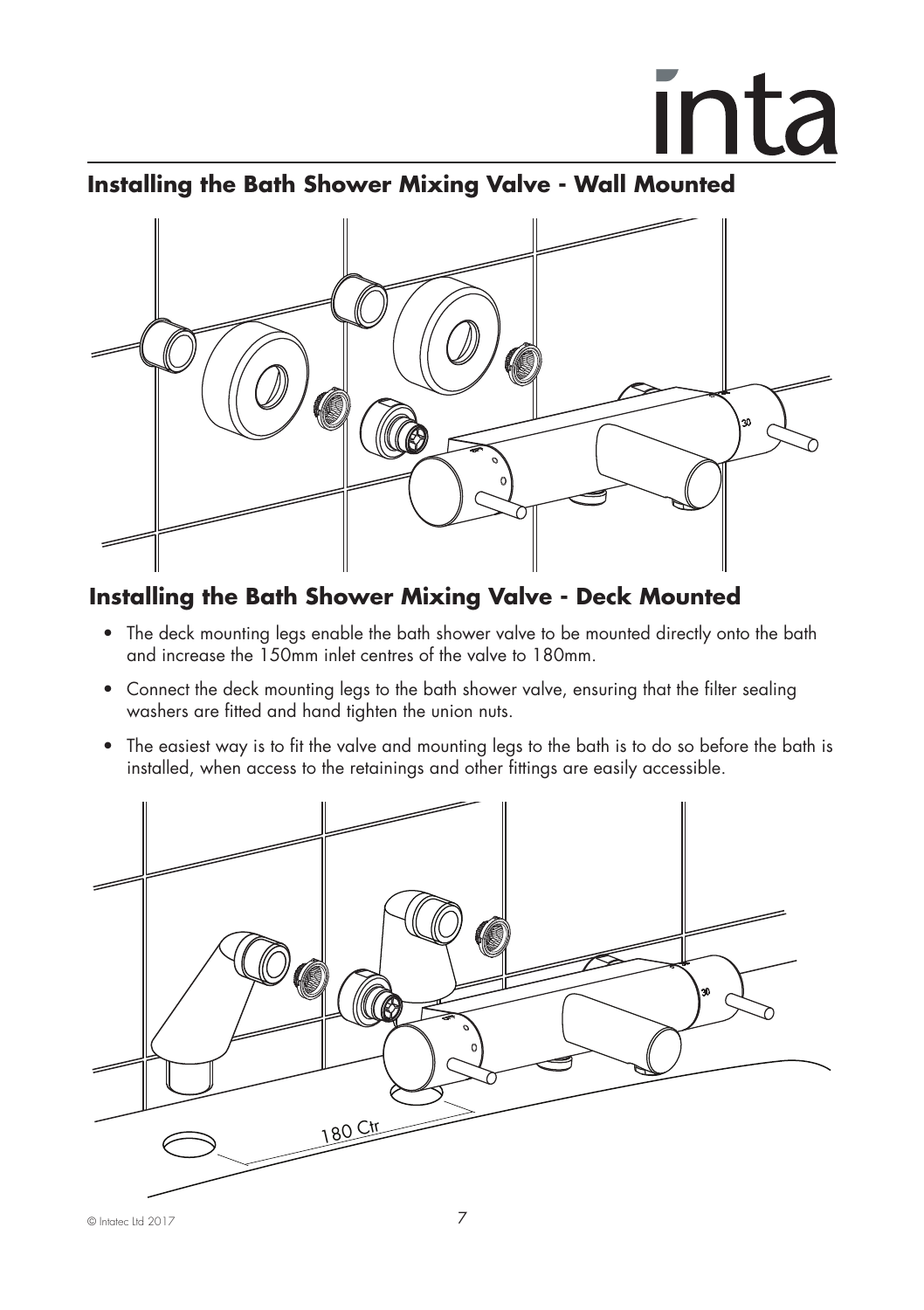## Installing the Bath Shower Mixing Valve - Wall Mounted

## Installing the Bath Shower Mixing Valve - Deck Mounted

- The deck mounting legs enable the bath shower valve to be mounted directly onto the bath and increase the 150mm inlet centres of the valve to 180mm.
- Connect the deck mounting legs to the bath shower valve, ensuring that the filter sealing washers are fitted and hand tighten the union nuts.
- The easiest way is to fit the valve and mounting legs to the bath is to do so before the bath is installed, when access to the retainings and other fittings are easily accessible.

180 Ctr

© Intatec Ltd 2017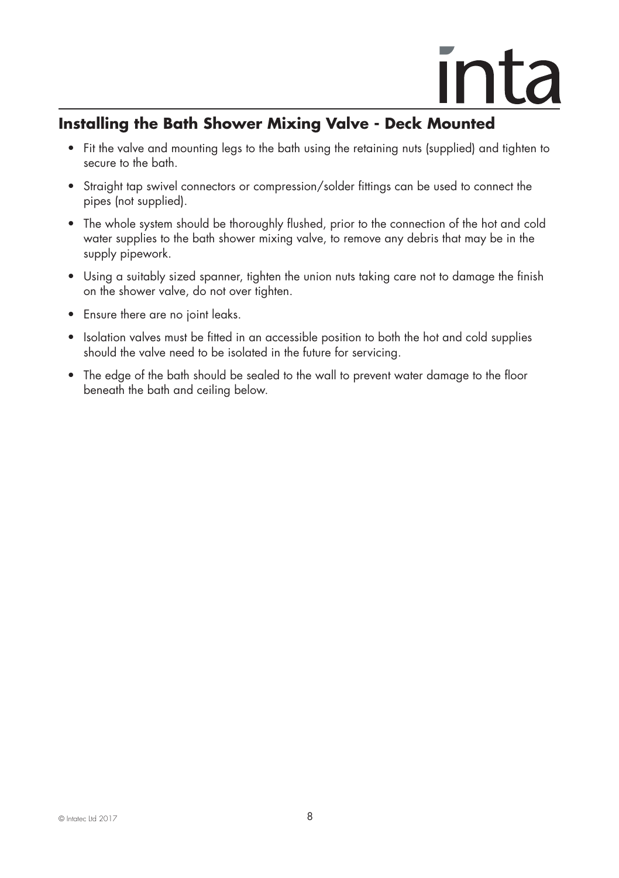## Installing the Bath Shower Mixing Valve - Deck Mounted

- Fit the valve and mounting legs to the bath using the retaining nuts (supplied) and tighten to secure to the bath.
- Straight tap swivel connectors or compression/solder fittings can be used to connect the pipes (not supplied).
- The whole system should be thoroughly flushed, prior to the connection of the hot and cold water supplies to the bath shower mixing valve, to remove any debris that may be in the supply pipework.
- Using a suitably sized spanner, tighten the union nuts taking care not to damage the finish on the shower valve, do not over tighten.
- Ensure there are no joint leaks.
- Isolation valves must be fitted in an accessible position to both the hot and cold supplies should the valve need to be isolated in the future for servicing.
- The edge of the bath should be sealed to the wall to prevent water damage to the floor beneath the bath and ceiling below.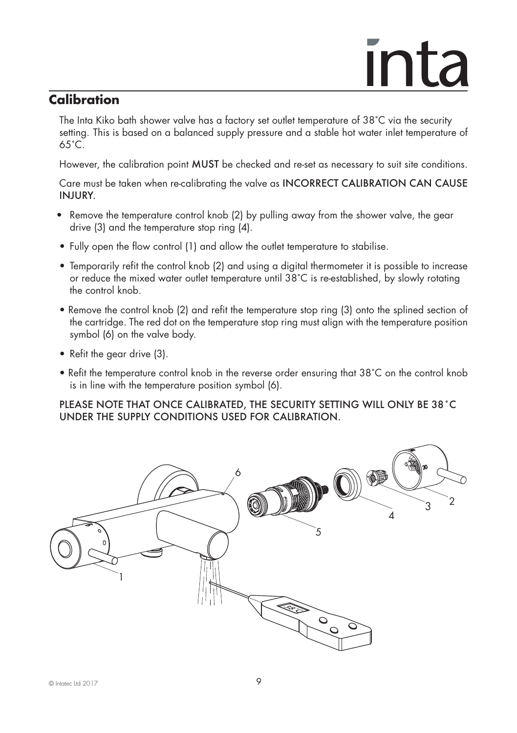## Calibration

The Inta Kiko bath shower valve has a factory set outlet temperature of 38˚C via the security setting. This is based on a balanced supply pressure and a stable hot water inlet temperature of 65˚C.

However, the calibration point **MUST** be checked and re-set as necessary to suit site conditions.

Care must be taken when re-calibrating the valve as **INCORRECT CALIBRATION CAN CAUSE INJURY.**

- Remove the temperature control knob (2) by pulling away from the shower valve, the gear drive (3) and the temperature stop ring (4).
- Fully open the flow control (1) and allow the outlet temperature to stabilise.
- Temporarily refit the control knob (2) and using a digital thermometer it is possible to increase or reduce the mixed water outlet temperature until 38˚C is re-established, by slowly rotating the control knob.
- Remove the control knob (2) and refit the temperature stop ring (3) onto the splined section of the cartridge. The red dot on the temperature stop ring must align with the temperature position symbol (6) on the valve body.
- Refit the gear drive (3).
- Refit the temperature control knob in the reverse order ensuring that 38˚C on the control knob is in line with the temperature position symbol (6).

PLEASE NOTE THAT ONCE CALIBRATED, THE SECURITY SETTING WILL ONLY BE 38˚C UNDER THE SUPPLY CONDITIONS USED FOR CALIBRATION.

© Intatec Ltd 2017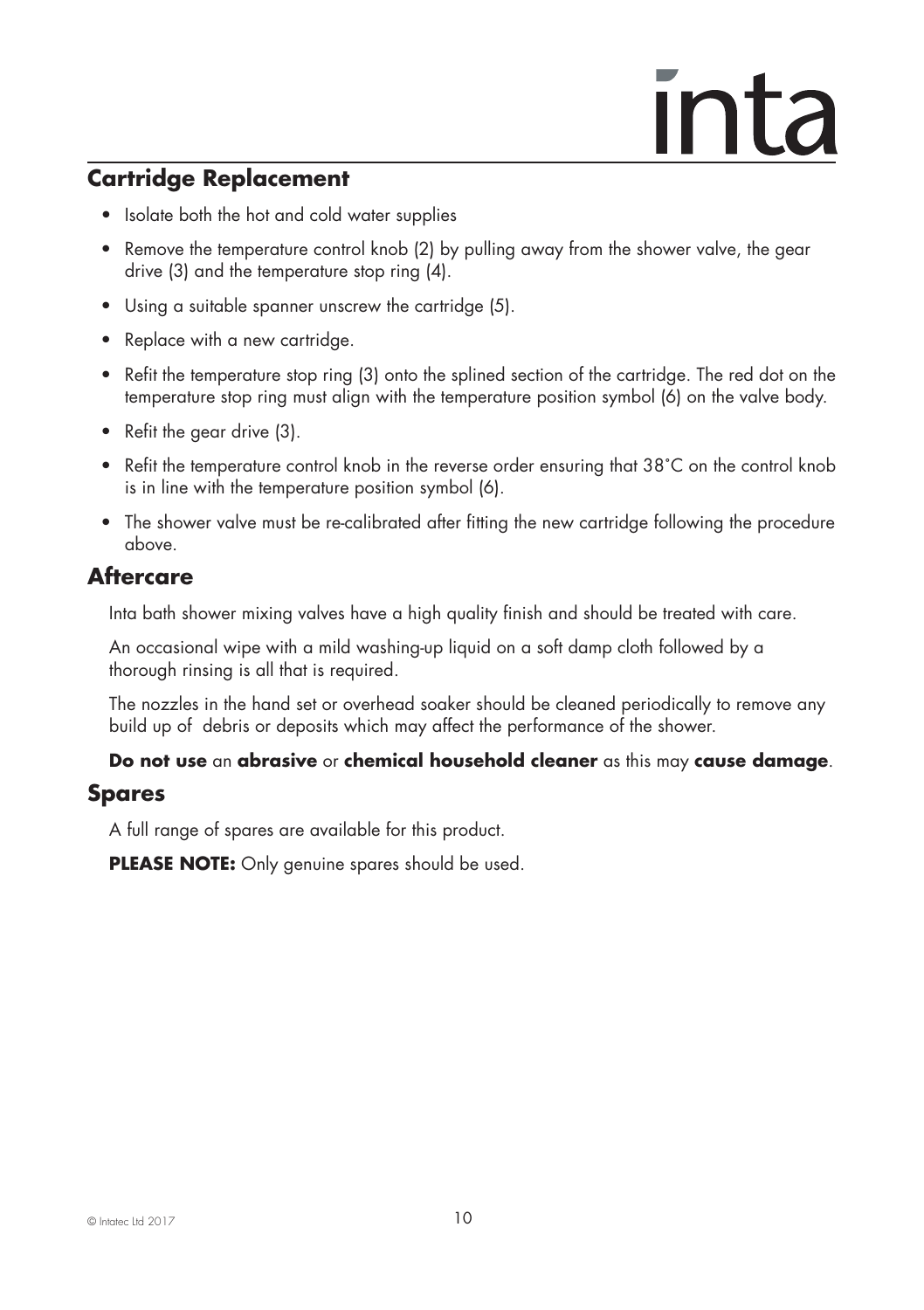## Cartridge Replacement

- Isolate both the hot and cold water supplies
- Remove the temperature control knob (2) by pulling away from the shower valve, the gear drive (3) and the temperature stop ring (4).
- Using a suitable spanner unscrew the cartridge (5).
- Replace with a new cartridge.
- Refit the temperature stop ring (3) onto the splined section of the cartridge. The red dot on the temperature stop ring must align with the temperature position symbol (6) on the valve body.
- Refit the gear drive (3).
- Refit the temperature control knob in the reverse order ensuring that 38˚C on the control knob is in line with the temperature position symbol (6).
- The shower valve must be re-calibrated after fitting the new cartridge following the procedure above.

## Aftercare

Inta bath shower mixing valves have a high quality finish and should be treated with care.

An occasional wipe with a mild washing-up liquid on a soft damp cloth followed by a thorough rinsing is all that is required.

The nozzles in the hand set or overhead soaker should be cleaned periodically to remove any build up of debris or deposits which may affect the performance of the shower.

**Do not use** an **abrasive** or **chemical household cleaner** as this may **cause damage**.

## Spares

A full range of spares are available for this product.

**PLEASE NOTE:** Only genuine spares should be used.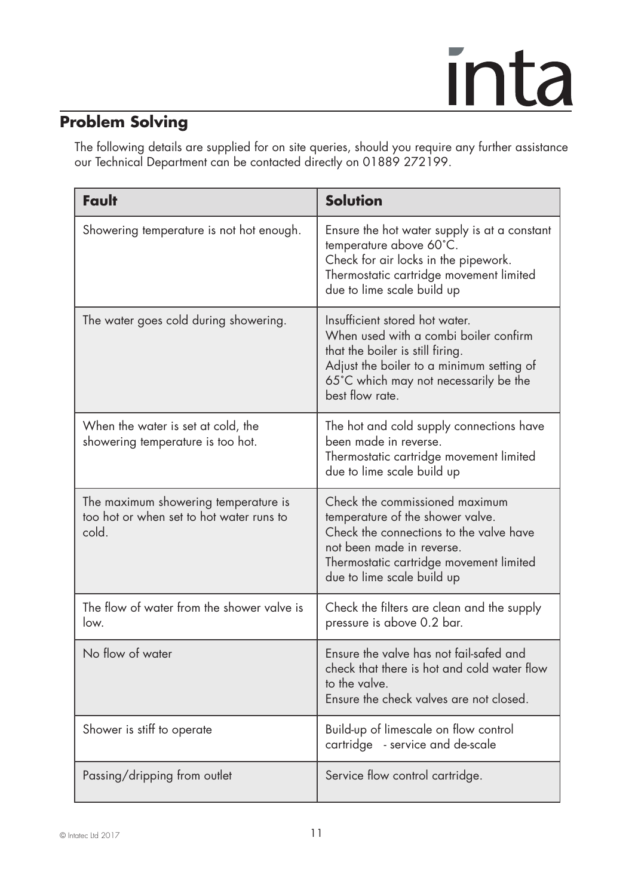## Problem Solving

The following details are supplied for on site queries, should you require any further assistance our Technical Department can be contacted directly on 01889 272199.

| Fault | Solution |
| --- | --- |
| Showering temperature is not hot enough. | Ensure the hot water supply is at a constant temperature above 60°C.<br>Check for air locks in the pipework.<br>Thermostatic cartridge movement limited due to lime scale build up |
| The water goes cold during showering. | Insufficient stored hot water.<br>When used with a combi boiler confirm that the boiler is still firing.<br>Adjust the boiler to a minimum setting of 65°C which may not necessarily be the best flow rate. |
| When the water is set at cold, the showering temperature is too hot. | The hot and cold supply connections have been made in reverse.<br>Thermostatic cartridge movement limited due to lime scale build up |
| The maximum showering temperature is too hot or when set to hot water runs to cold. | Check the commissioned maximum temperature of the shower valve.<br>Check the connections to the valve have not been made in reverse.<br>Thermostatic cartridge movement limited due to lime scale build up |
| The flow of water from the shower valve is low. | Check the filters are clean and the supply pressure is above 0.2 bar. |
| No flow of water | Ensure the valve has not fail-safed and check that there is hot and cold water flow to the valve.<br>Ensure the check valves are not closed. |
| Shower is stiff to operate | Build-up of limescale on flow control cartridge - service and de-scale |
| Passing/dripping from outlet | Service flow control cartridge. |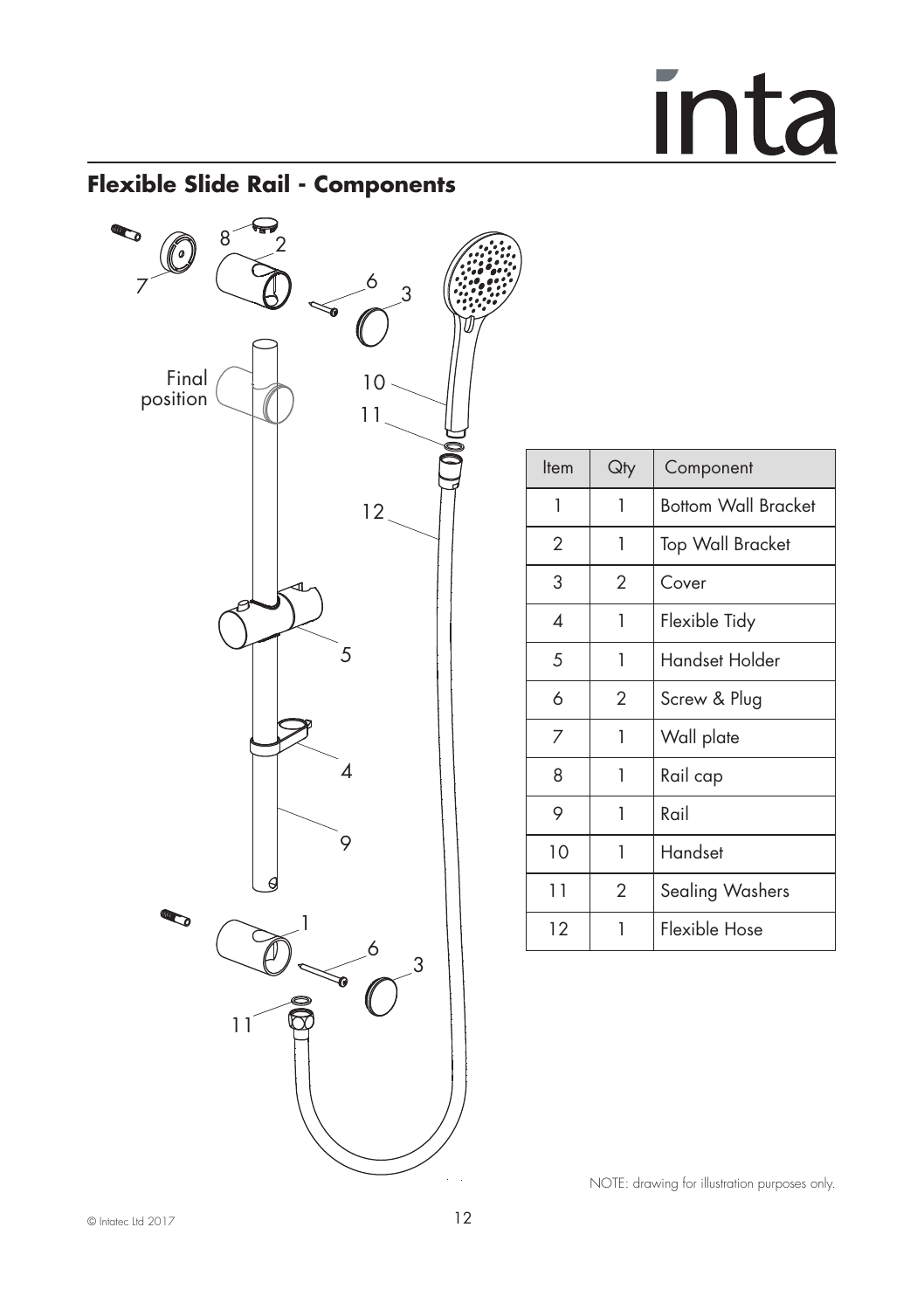## Flexible Slide Rail - Components

| Item | Qty | Component |
|---|---|---|
| 1 | 1 | Bottom Wall Bracket |
| 2 | 1 | Top Wall Bracket |
| 3 | 2 | Cover |
| 4 | 1 | Flexible Tidy |
| 5 | 1 | Handset Holder |
| 6 | 2 | Screw & Plug |
| 7 | 1 | Wall plate |
| 8 | 1 | Rail cap |
| 9 | 1 | Rail |
| 10 | 1 | Handset |
| 11 | 2 | Sealing Washers |
| 12 | 1 | Flexible Hose |

NOTE: drawing for illustration purposes only.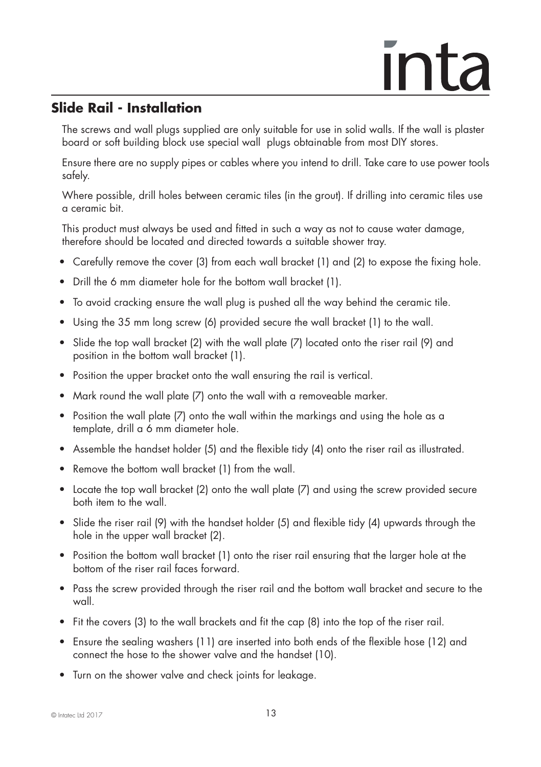## Slide Rail - Installation

The screws and wall plugs supplied are only suitable for use in solid walls. If the wall is plaster board or soft building block use special wall  plugs obtainable from most DIY stores.

Ensure there are no supply pipes or cables where you intend to drill. Take care to use power tools safely.

Where possible, drill holes between ceramic tiles (in the grout). If drilling into ceramic tiles use a ceramic bit.

This product must always be used and fitted in such a way as not to cause water damage, therefore should be located and directed towards a suitable shower tray.

- Carefully remove the cover (3) from each wall bracket (1) and (2) to expose the fixing hole.
- Drill the 6 mm diameter hole for the bottom wall bracket (1).
- To avoid cracking ensure the wall plug is pushed all the way behind the ceramic tile.
- Using the 35 mm long screw (6) provided secure the wall bracket (1) to the wall.
- Slide the top wall bracket (2) with the wall plate (7) located onto the riser rail (9) and position in the bottom wall bracket (1).
- Position the upper bracket onto the wall ensuring the rail is vertical.
- Mark round the wall plate (7) onto the wall with a removeable marker.
- Position the wall plate (7) onto the wall within the markings and using the hole as a template, drill a 6 mm diameter hole.
- Assemble the handset holder (5) and the flexible tidy (4) onto the riser rail as illustrated.
- Remove the bottom wall bracket (1) from the wall.
- Locate the top wall bracket (2) onto the wall plate (7) and using the screw provided secure both item to the wall.
- Slide the riser rail (9) with the handset holder (5) and flexible tidy (4) upwards through the hole in the upper wall bracket (2).
- Position the bottom wall bracket (1) onto the riser rail ensuring that the larger hole at the bottom of the riser rail faces forward.
- Pass the screw provided through the riser rail and the bottom wall bracket and secure to the wall.
- Fit the covers (3) to the wall brackets and fit the cap (8) into the top of the riser rail.
- Ensure the sealing washers (11) are inserted into both ends of the flexible hose (12) and connect the hose to the shower valve and the handset (10).
- Turn on the shower valve and check joints for leakage.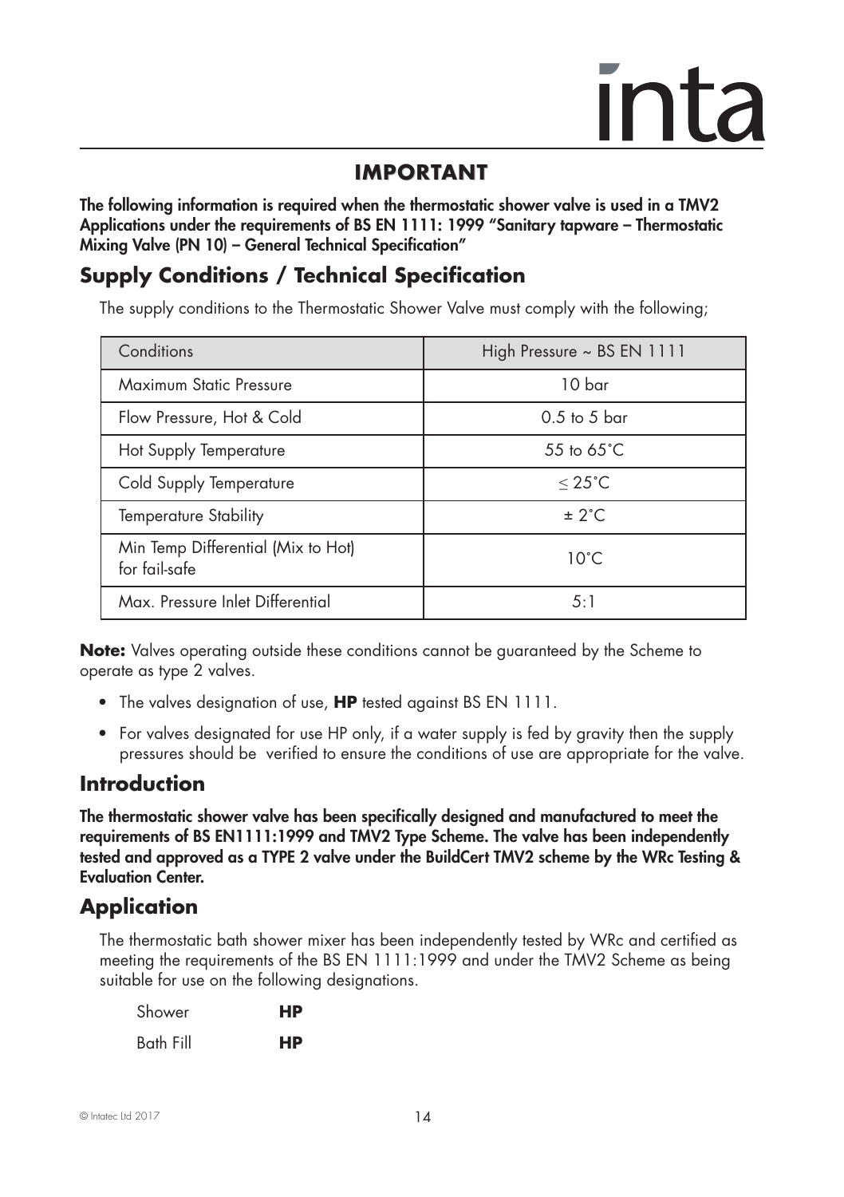# IMPORTANT

**The following information is required when the thermostatic shower valve is used in a TMV2 Applications under the requirements of BS EN 1111: 1999 "Sanitary tapware – Thermostatic Mixing Valve (PN 10) – General Technical Specification"**

## Supply Conditions / Technical Specification

The supply conditions to the Thermostatic Shower Valve must comply with the following;

| Conditions | High Pressure ~ BS EN 1111 |
|---|---|
| Maximum Static Pressure | 10 bar |
| Flow Pressure, Hot & Cold | 0.5 to 5 bar |
| Hot Supply Temperature | 55 to 65˚C |
| Cold Supply Temperature | ≤ 25˚C |
| Temperature Stability | ± 2˚C |
| Min Temp Differential (Mix to Hot) for fail-safe | 10˚C |
| Max. Pressure Inlet Differential | 5:1 |

**Note:** Valves operating outside these conditions cannot be guaranteed by the Scheme to operate as type 2 valves.

- The valves designation of use, **HP** tested against BS EN 1111.
- For valves designated for use HP only, if a water supply is fed by gravity then the supply pressures should be verified to ensure the conditions of use are appropriate for the valve.

## Introduction

**The thermostatic shower valve has been specifically designed and manufactured to meet the requirements of BS EN1111:1999 and TMV2 Type Scheme. The valve has been independently tested and approved as a TYPE 2 valve under the BuildCert TMV2 scheme by the WRc Testing & Evaluation Center.**

## Application

The thermostatic bath shower mixer has been independently tested by WRc and certified as meeting the requirements of the BS EN 1111:1999 and under the TMV2 Scheme as being suitable for use on the following designations.

| | |
|---|---|
| Shower | **HP** |
| Bath Fill | **HP** |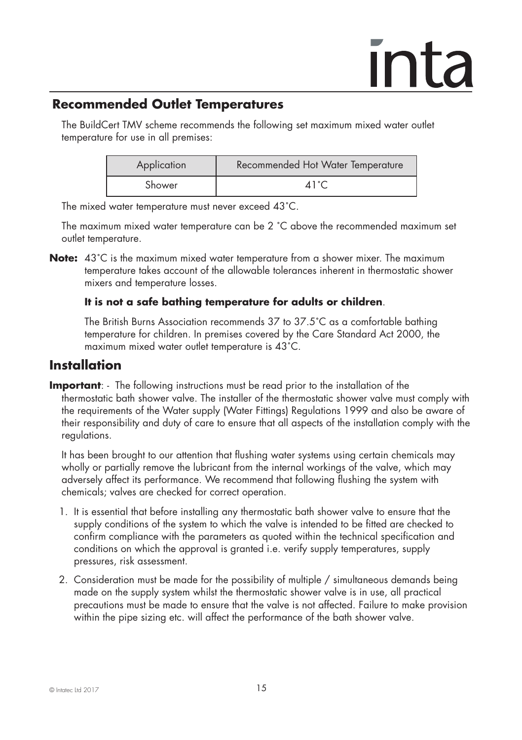## Recommended Outlet Temperatures

The BuildCert TMV scheme recommends the following set maximum mixed water outlet temperature for use in all premises:

| Application | Recommended Hot Water Temperature |
|---|---|
| Shower | 41˚C |

The mixed water temperature must never exceed 43˚C.

The maximum mixed water temperature can be 2 ˚C above the recommended maximum set outlet temperature.

**Note:** 43˚C is the maximum mixed water temperature from a shower mixer. The maximum temperature takes account of the allowable tolerances inherent in thermostatic shower mixers and temperature losses.

**It is not a safe bathing temperature for adults or children**.

The British Burns Association recommends 37 to 37.5˚C as a comfortable bathing temperature for children. In premises covered by the Care Standard Act 2000, the maximum mixed water outlet temperature is 43˚C.

# Installation

**Important**: - The following instructions must be read prior to the installation of the thermostatic bath shower valve. The installer of the thermostatic shower valve must comply with the requirements of the Water supply (Water Fittings) Regulations 1999 and also be aware of their responsibility and duty of care to ensure that all aspects of the installation comply with the regulations.

It has been brought to our attention that flushing water systems using certain chemicals may wholly or partially remove the lubricant from the internal workings of the valve, which may adversely affect its performance. We recommend that following flushing the system with chemicals; valves are checked for correct operation.

1. It is essential that before installing any thermostatic bath shower valve to ensure that the supply conditions of the system to which the valve is intended to be fitted are checked to confirm compliance with the parameters as quoted within the technical specification and conditions on which the approval is granted i.e. verify supply temperatures, supply pressures, risk assessment.
2. Consideration must be made for the possibility of multiple / simultaneous demands being made on the supply system whilst the thermostatic shower valve is in use, all practical precautions must be made to ensure that the valve is not affected. Failure to make provision within the pipe sizing etc. will affect the performance of the bath shower valve.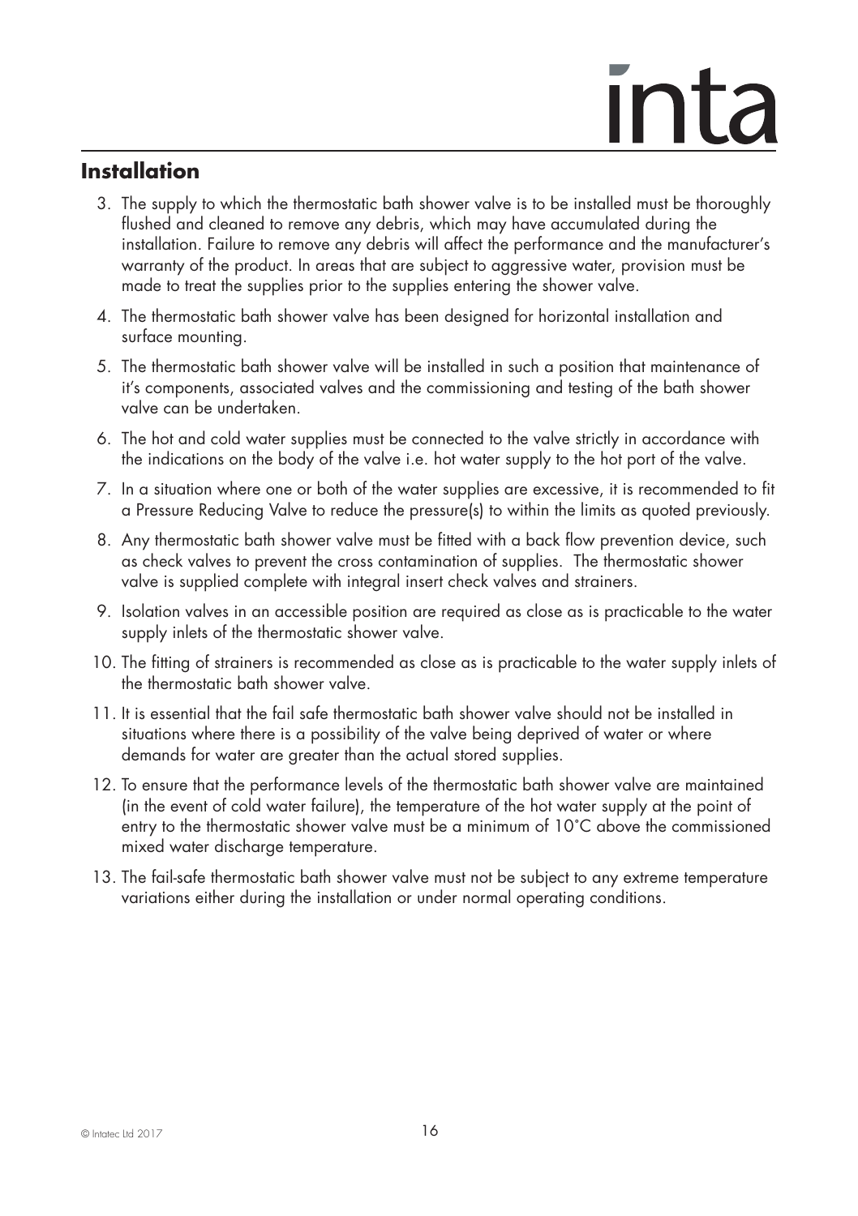## Installation

3. The supply to which the thermostatic bath shower valve is to be installed must be thoroughly flushed and cleaned to remove any debris, which may have accumulated during the installation. Failure to remove any debris will affect the performance and the manufacturer's warranty of the product. In areas that are subject to aggressive water, provision must be made to treat the supplies prior to the supplies entering the shower valve.
4. The thermostatic bath shower valve has been designed for horizontal installation and surface mounting.
5. The thermostatic bath shower valve will be installed in such a position that maintenance of it's components, associated valves and the commissioning and testing of the bath shower valve can be undertaken.
6. The hot and cold water supplies must be connected to the valve strictly in accordance with the indications on the body of the valve i.e. hot water supply to the hot port of the valve.
7. In a situation where one or both of the water supplies are excessive, it is recommended to fit a Pressure Reducing Valve to reduce the pressure(s) to within the limits as quoted previously.
8. Any thermostatic bath shower valve must be fitted with a back flow prevention device, such as check valves to prevent the cross contamination of supplies. The thermostatic shower valve is supplied complete with integral insert check valves and strainers.
9. Isolation valves in an accessible position are required as close as is practicable to the water supply inlets of the thermostatic shower valve.
10. The fitting of strainers is recommended as close as is practicable to the water supply inlets of the thermostatic bath shower valve.
11. It is essential that the fail safe thermostatic bath shower valve should not be installed in situations where there is a possibility of the valve being deprived of water or where demands for water are greater than the actual stored supplies.
12. To ensure that the performance levels of the thermostatic bath shower valve are maintained (in the event of cold water failure), the temperature of the hot water supply at the point of entry to the thermostatic shower valve must be a minimum of 10°C above the commissioned mixed water discharge temperature.
13. The fail-safe thermostatic bath shower valve must not be subject to any extreme temperature variations either during the installation or under normal operating conditions.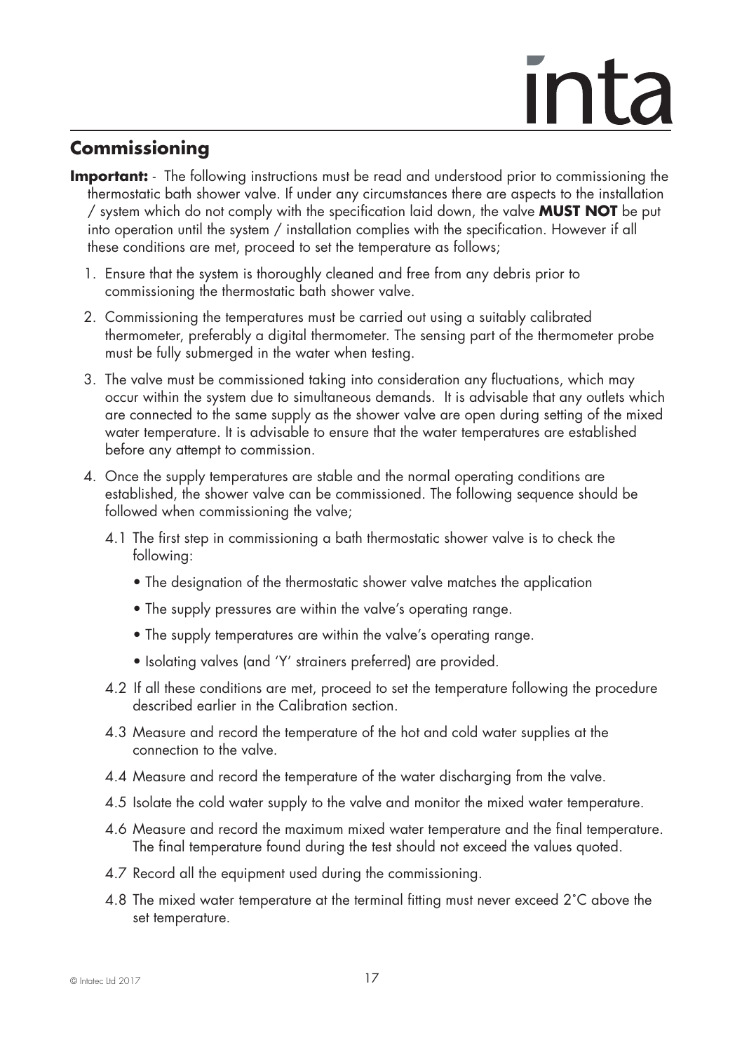## Commissioning

**Important:** - The following instructions must be read and understood prior to commissioning the thermostatic bath shower valve. If under any circumstances there are aspects to the installation / system which do not comply with the specification laid down, the valve **MUST NOT** be put into operation until the system / installation complies with the specification. However if all these conditions are met, proceed to set the temperature as follows;

1. Ensure that the system is thoroughly cleaned and free from any debris prior to commissioning the thermostatic bath shower valve.
2. Commissioning the temperatures must be carried out using a suitably calibrated thermometer, preferably a digital thermometer. The sensing part of the thermometer probe must be fully submerged in the water when testing.
3. The valve must be commissioned taking into consideration any fluctuations, which may occur within the system due to simultaneous demands. It is advisable that any outlets which are connected to the same supply as the shower valve are open during setting of the mixed water temperature. It is advisable to ensure that the water temperatures are established before any attempt to commission.
4. Once the supply temperatures are stable and the normal operating conditions are established, the shower valve can be commissioned. The following sequence should be followed when commissioning the valve;

   4.1 The first step in commissioning a bath thermostatic shower valve is to check the following:

   - The designation of the thermostatic shower valve matches the application
   - The supply pressures are within the valve's operating range.
   - The supply temperatures are within the valve's operating range.
   - Isolating valves (and 'Y' strainers preferred) are provided.

   4.2 If all these conditions are met, proceed to set the temperature following the procedure described earlier in the Calibration section.

   4.3 Measure and record the temperature of the hot and cold water supplies at the connection to the valve.

   4.4 Measure and record the temperature of the water discharging from the valve.

   4.5 Isolate the cold water supply to the valve and monitor the mixed water temperature.

   4.6 Measure and record the maximum mixed water temperature and the final temperature. The final temperature found during the test should not exceed the values quoted.

   4.7 Record all the equipment used during the commissioning.

   4.8 The mixed water temperature at the terminal fitting must never exceed 2˚C above the set temperature.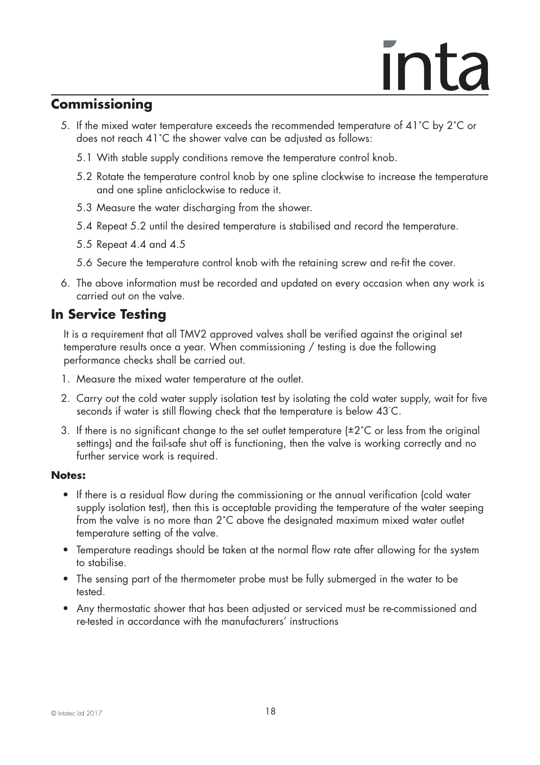## Commissioning

5. If the mixed water temperature exceeds the recommended temperature of 41˚C by 2˚C or does not reach 41˚C the shower valve can be adjusted as follows:

   5.1 With stable supply conditions remove the temperature control knob.

   5.2 Rotate the temperature control knob by one spline clockwise to increase the temperature and one spline anticlockwise to reduce it.

   5.3 Measure the water discharging from the shower.

   5.4 Repeat 5.2 until the desired temperature is stabilised and record the temperature.

   5.5 Repeat 4.4 and 4.5

   5.6 Secure the temperature control knob with the retaining screw and re-fit the cover.

6. The above information must be recorded and updated on every occasion when any work is carried out on the valve.

## In Service Testing

It is a requirement that all TMV2 approved valves shall be verified against the original set temperature results once a year. When commissioning / testing is due the following performance checks shall be carried out.

1. Measure the mixed water temperature at the outlet.
2. Carry out the cold water supply isolation test by isolating the cold water supply, wait for five seconds if water is still flowing check that the temperature is below 43˚C.
3. If there is no significant change to the set outlet temperature (±2˚C or less from the original settings) and the fail-safe shut off is functioning, then the valve is working correctly and no further service work is required.

**Notes:**

- If there is a residual flow during the commissioning or the annual verification (cold water supply isolation test), then this is acceptable providing the temperature of the water seeping from the valve is no more than 2˚C above the designated maximum mixed water outlet temperature setting of the valve.
- Temperature readings should be taken at the normal flow rate after allowing for the system to stabilise.
- The sensing part of the thermometer probe must be fully submerged in the water to be tested.
- Any thermostatic shower that has been adjusted or serviced must be re-commissioned and re-tested in accordance with the manufacturers' instructions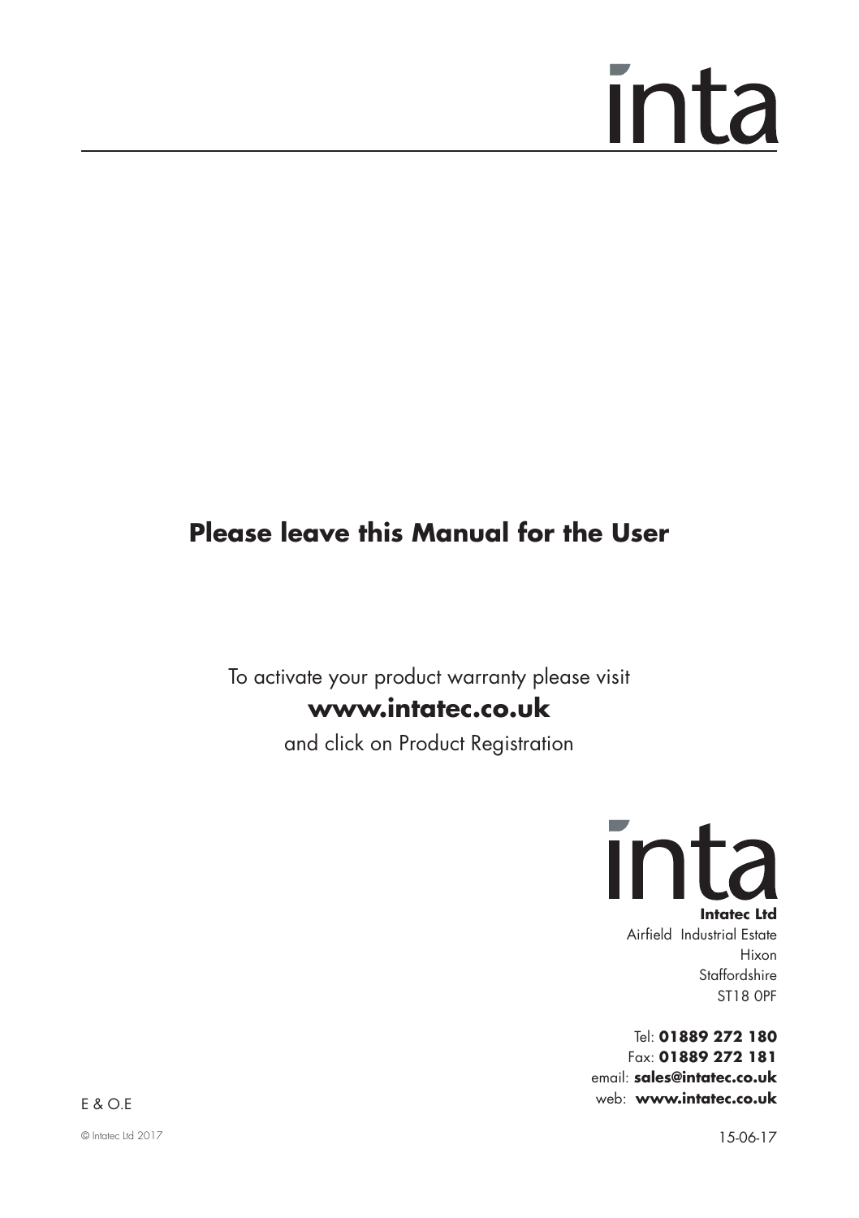inta

**Please leave this Manual for the User**

To activate your product warranty please visit

**www.intatec.co.uk**

and click on Product Registration

inta

**Intatec Ltd**
Airfield Industrial Estate
Hixon
Staffordshire
ST18 0PF

Tel: **01889 272 180**
Fax: **01889 272 181**
email: **sales@intatec.co.uk**
web: **www.intatec.co.uk**

E & O.E

© Intatec Ltd 2017

15-06-17